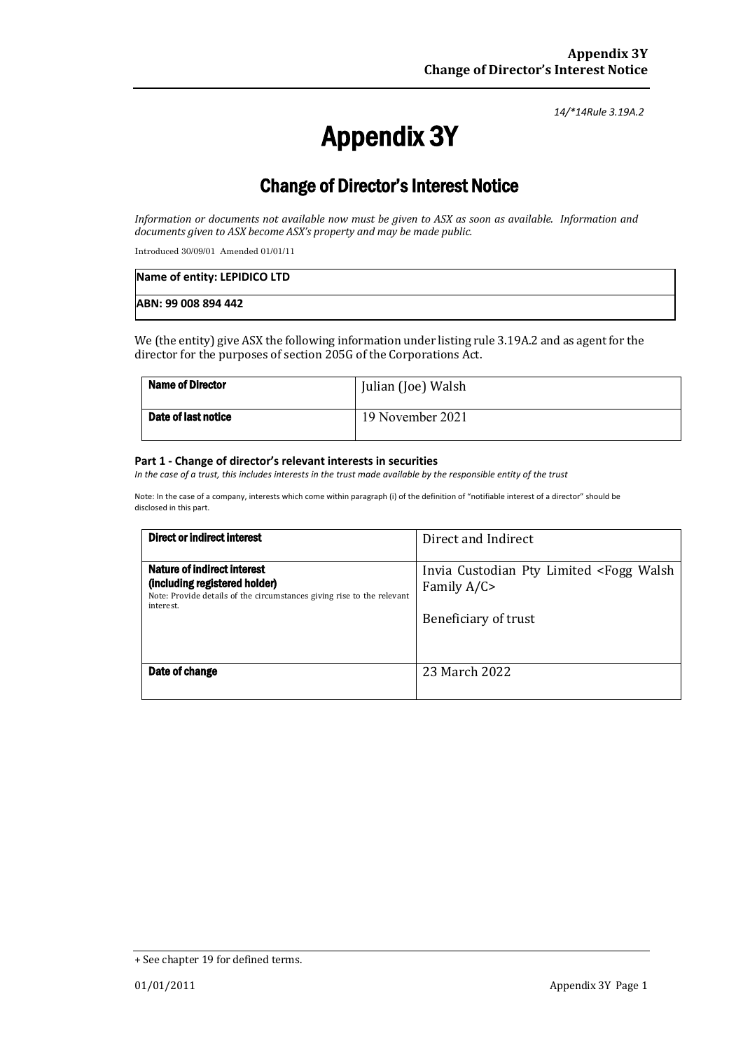*14/*14Rule 3.19A.2*

# Appendix 3Y

## Change of Director's Interest Notice

*Information or documents not available now must be given to ASX as soon as available. Information and documents given to ASX become ASX's property and may be made public.*

Introduced 30/09/01 Amended 01/01/11

| **Name of entity: LEPIDICO LTD** |
| --- |
| **ABN: 99 008 894 442** |

We (the entity) give ASX the following information under listing rule 3.19A.2 and as agent for the director for the purposes of section 205G of the Corporations Act.

| **Name of Director** | Julian (Joe) Walsh |
| --- | --- |
| **Date of last notice** | 19 November 2021 |

### Part 1 - Change of director's relevant interests in securities

*In the case of a trust, this includes interests in the trust made available by the responsible entity of the trust*

Note: In the case of a company, interests which come within paragraph (i) of the definition of "notifiable interest of a director" should be disclosed in this part.

| **Direct or indirect interest** | Direct and Indirect |
| --- | --- |
| **Nature of indirect interest (including registered holder)** Note: Provide details of the circumstances giving rise to the relevant interest. | Invia Custodian Pty Limited <Fogg Walsh Family A/C> Beneficiary of trust |
| **Date of change** | 23 March 2022 |

+ See chapter 19 for defined terms.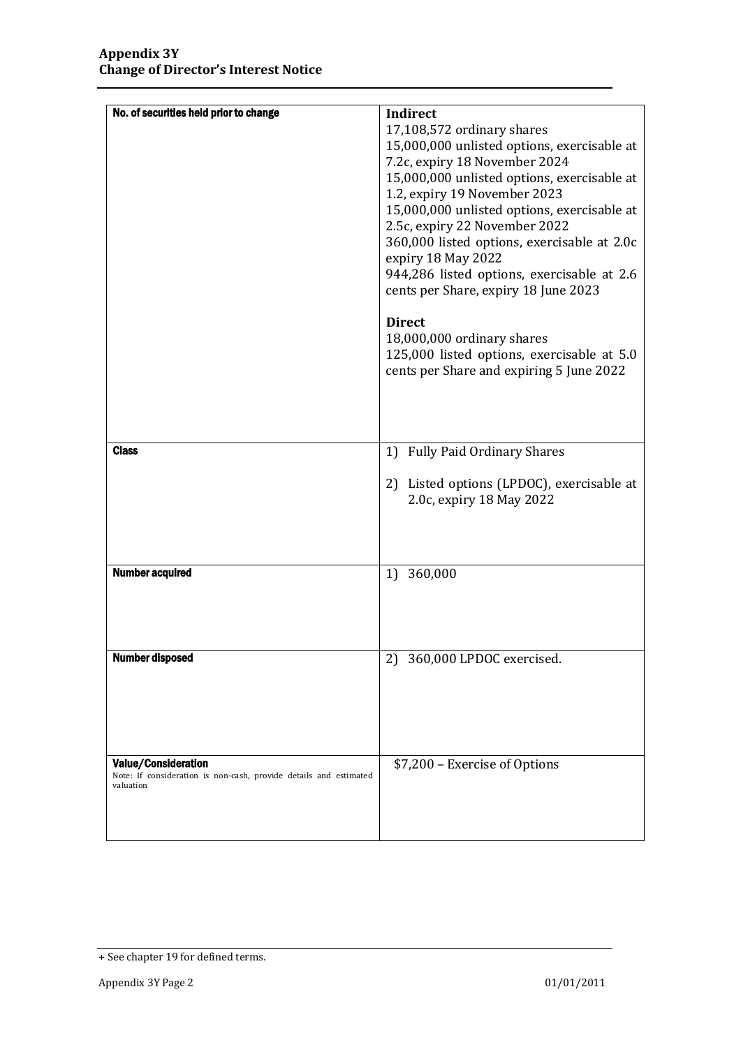| No. of securities held prior to change | **Indirect**<br>17,108,572 ordinary shares<br>15,000,000 unlisted options, exercisable at 7.2c, expiry 18 November 2024<br>15,000,000 unlisted options, exercisable at 1.2, expiry 19 November 2023<br>15,000,000 unlisted options, exercisable at 2.5c, expiry 22 November 2022<br>360,000 listed options, exercisable at 2.0c expiry 18 May 2022<br>944,286 listed options, exercisable at 2.6 cents per Share, expiry 18 June 2023<br><br>**Direct**<br>18,000,000 ordinary shares<br>125,000 listed options, exercisable at 5.0 cents per Share and expiring 5 June 2022 |
|---|---|
| Class | 1) Fully Paid Ordinary Shares<br><br>2) Listed options (LPDOC), exercisable at 2.0c, expiry 18 May 2022 |
| Number acquired | 1) 360,000 |
| Number disposed | 2) 360,000 LPDOC exercised. |
| Value/Consideration<br>Note: If consideration is non-cash, provide details and estimated valuation | $7,200 – Exercise of Options |

+ See chapter 19 for defined terms.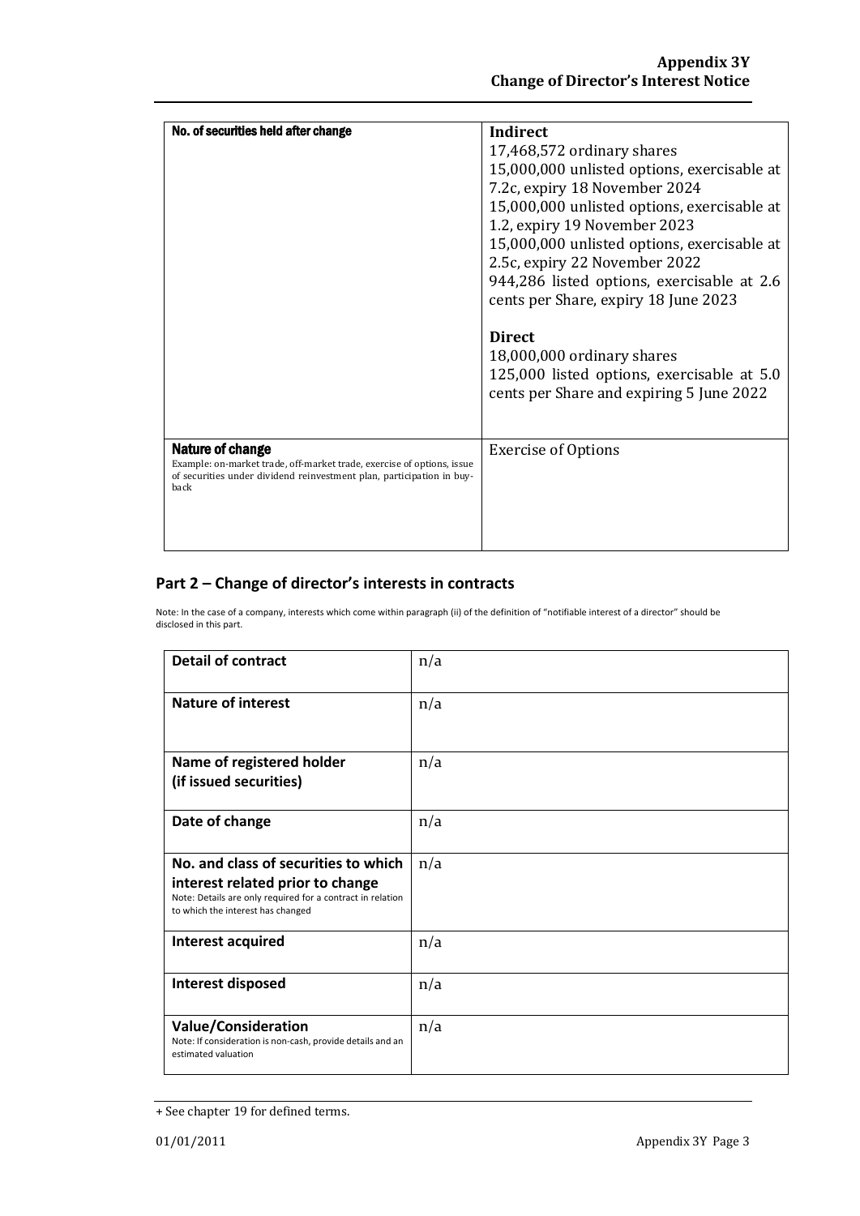| No. of securities held after change | **Indirect**<br>17,468,572 ordinary shares<br>15,000,000 unlisted options, exercisable at 7.2c, expiry 18 November 2024<br>15,000,000 unlisted options, exercisable at 1.2, expiry 19 November 2023<br>15,000,000 unlisted options, exercisable at 2.5c, expiry 22 November 2022<br>944,286 listed options, exercisable at 2.6 cents per Share, expiry 18 June 2023<br><br>**Direct**<br>18,000,000 ordinary shares<br>125,000 listed options, exercisable at 5.0 cents per Share and expiring 5 June 2022 |
|---|---|
| **Nature of change**<br>Example: on-market trade, off-market trade, exercise of options, issue of securities under dividend reinvestment plan, participation in buy-back | Exercise of Options |

## Part 2 – Change of director's interests in contracts

Note: In the case of a company, interests which come within paragraph (ii) of the definition of "notifiable interest of a director" should be disclosed in this part.

| **Detail of contract** | n/a |
|---|---|
| **Nature of interest** | n/a |
| **Name of registered holder (if issued securities)** | n/a |
| **Date of change** | n/a |
| **No. and class of securities to which interest related prior to change**<br>Note: Details are only required for a contract in relation to which the interest has changed | n/a |
| **Interest acquired** | n/a |
| **Interest disposed** | n/a |
| **Value/Consideration**<br>Note: If consideration is non-cash, provide details and an estimated valuation | n/a |

+ See chapter 19 for defined terms.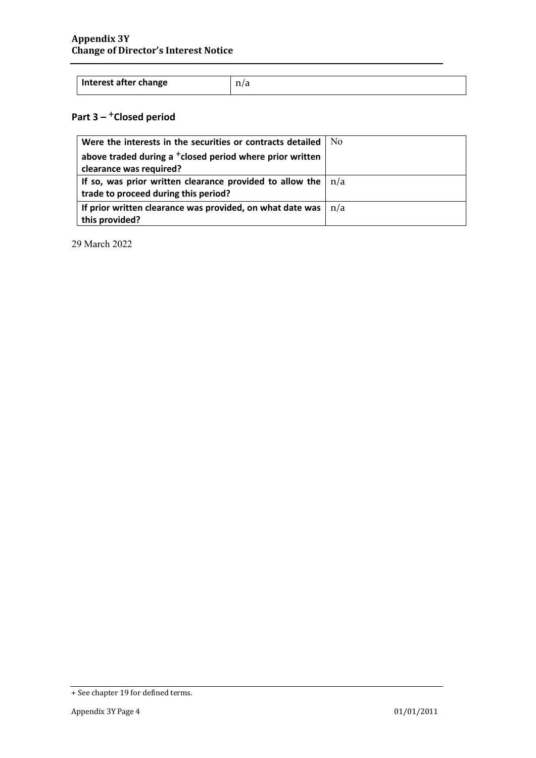| | |
|---|---|
| **Interest after change** | n/a |

## Part 3 – +Closed period

| | |
|---|---|
| **Were the interests in the securities or contracts detailed above traded during a +closed period where prior written clearance was required?** | No |
| **If so, was prior written clearance provided to allow the trade to proceed during this period?** | n/a |
| **If prior written clearance was provided, on what date was this provided?** | n/a |

29 March 2022

+ See chapter 19 for defined terms.